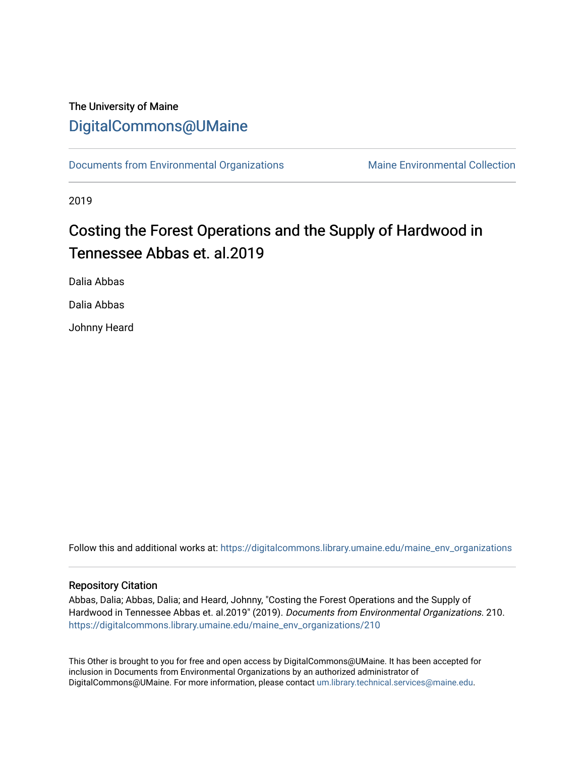The University of Maine

DigitalCommons@UMaine

Documents from Environmental Organizations | Maine Environmental Collection

2019

# Costing the Forest Operations and the Supply of Hardwood in Tennessee Abbas et. al.2019

Dalia Abbas

Dalia Abbas

Johnny Heard

Follow this and additional works at: https://digitalcommons.library.umaine.edu/maine_env_organizations

## Repository Citation

Abbas, Dalia; Abbas, Dalia; and Heard, Johnny, "Costing the Forest Operations and the Supply of Hardwood in Tennessee Abbas et. al.2019" (2019). *Documents from Environmental Organizations*. 210. https://digitalcommons.library.umaine.edu/maine_env_organizations/210

This Other is brought to you for free and open access by DigitalCommons@UMaine. It has been accepted for inclusion in Documents from Environmental Organizations by an authorized administrator of DigitalCommons@UMaine. For more information, please contact um.library.technical.services@maine.edu.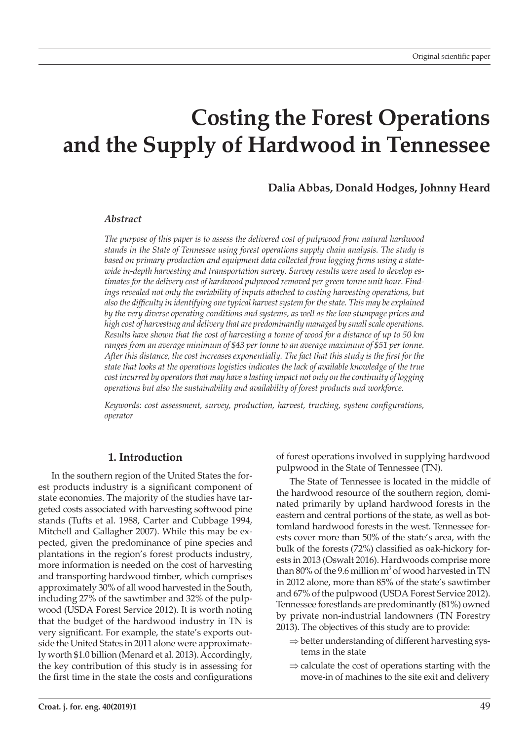# Costing the Forest Operations and the Supply of Hardwood in Tennessee

**Dalia Abbas, Donald Hodges, Johnny Heard**

### *Abstract*

*The purpose of this paper is to assess the delivered cost of pulpwood from natural hardwood stands in the State of Tennessee using forest operations supply chain analysis. The study is based on primary production and equipment data collected from logging firms using a state-wide in-depth harvesting and transportation survey. Survey results were used to develop estimates for the delivery cost of hardwood pulpwood removed per green tonne unit hour. Findings revealed not only the variability of inputs attached to costing harvesting operations, but also the difficulty in identifying one typical harvest system for the state. This may be explained by the very diverse operating conditions and systems, as well as the low stumpage prices and high cost of harvesting and delivery that are predominantly managed by small scale operations. Results have shown that the cost of harvesting a tonne of wood for a distance of up to 50 km ranges from an average minimum of $43 per tonne to an average maximum of $51 per tonne. After this distance, the cost increases exponentially. The fact that this study is the first for the state that looks at the operations logistics indicates the lack of available knowledge of the true cost incurred by operators that may have a lasting impact not only on the continuity of logging operations but also the sustainability and availability of forest products and workforce.*

*Keywords: cost assessment, survey, production, harvest, trucking, system configurations, operator*

## 1. Introduction

In the southern region of the United States the forest products industry is a significant component of state economies. The majority of the studies have targeted costs associated with harvesting softwood pine stands (Tufts et al. 1988, Carter and Cubbage 1994, Mitchell and Gallagher 2007). While this may be expected, given the predominance of pine species and plantations in the region's forest products industry, more information is needed on the cost of harvesting and transporting hardwood timber, which comprises approximately 30% of all wood harvested in the South, including 27% of the sawtimber and 32% of the pulpwood (USDA Forest Service 2012). It is worth noting that the budget of the hardwood industry in TN is very significant. For example, the state's exports outside the United States in 2011 alone were approximately worth $1.0 billion (Menard et al. 2013). Accordingly, the key contribution of this study is in assessing for the first time in the state the costs and configurations of forest operations involved in supplying hardwood pulpwood in the State of Tennessee (TN).

The State of Tennessee is located in the middle of the hardwood resource of the southern region, dominated primarily by upland hardwood forests in the eastern and central portions of the state, as well as bottomland hardwood forests in the west. Tennessee forests cover more than 50% of the state's area, with the bulk of the forests (72%) classified as oak-hickory forests in 2013 (Oswalt 2016). Hardwoods comprise more than 80% of the 9.6 million $m^3$ of wood harvested in TN in 2012 alone, more than 85% of the state's sawtimber and 67% of the pulpwood (USDA Forest Service 2012). Tennessee forestlands are predominantly (81%) owned by private non-industrial landowners (TN Forestry 2013). The objectives of this study are to provide:

- ⇒ better understanding of different harvesting systems in the state
- ⇒ calculate the cost of operations starting with the move-in of machines to the site exit and delivery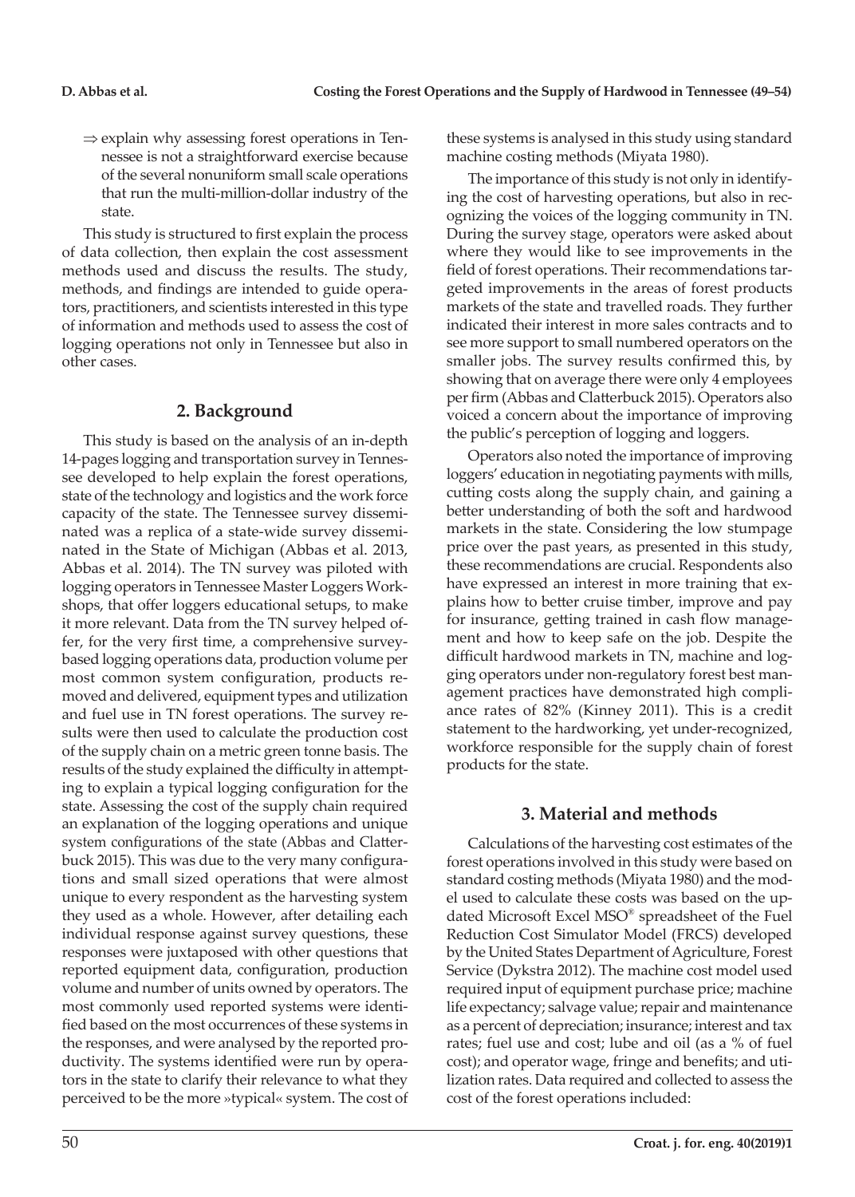⇒ explain why assessing forest operations in Tennessee is not a straightforward exercise because of the several nonuniform small scale operations that run the multi-million-dollar industry of the state.

This study is structured to first explain the process of data collection, then explain the cost assessment methods used and discuss the results. The study, methods, and findings are intended to guide operators, practitioners, and scientists interested in this type of information and methods used to assess the cost of logging operations not only in Tennessee but also in other cases.

## 2. Background

This study is based on the analysis of an in-depth 14-pages logging and transportation survey in Tennessee developed to help explain the forest operations, state of the technology and logistics and the work force capacity of the state. The Tennessee survey disseminated was a replica of a state-wide survey disseminated in the State of Michigan (Abbas et al. 2013, Abbas et al. 2014). The TN survey was piloted with logging operators in Tennessee Master Loggers Workshops, that offer loggers educational setups, to make it more relevant. Data from the TN survey helped offer, for the very first time, a comprehensive survey-based logging operations data, production volume per most common system configuration, products removed and delivered, equipment types and utilization and fuel use in TN forest operations. The survey results were then used to calculate the production cost of the supply chain on a metric green tonne basis. The results of the study explained the difficulty in attempting to explain a typical logging configuration for the state. Assessing the cost of the supply chain required an explanation of the logging operations and unique system configurations of the state (Abbas and Clatterbuck 2015). This was due to the very many configurations and small sized operations that were almost unique to every respondent as the harvesting system they used as a whole. However, after detailing each individual response against survey questions, these responses were juxtaposed with other questions that reported equipment data, configuration, production volume and number of units owned by operators. The most commonly used reported systems were identified based on the most occurrences of these systems in the responses, and were analysed by the reported productivity. The systems identified were run by operators in the state to clarify their relevance to what they perceived to be the more »typical« system. The cost of these systems is analysed in this study using standard machine costing methods (Miyata 1980).

The importance of this study is not only in identifying the cost of harvesting operations, but also in recognizing the voices of the logging community in TN. During the survey stage, operators were asked about where they would like to see improvements in the field of forest operations. Their recommendations targeted improvements in the areas of forest products markets of the state and travelled roads. They further indicated their interest in more sales contracts and to see more support to small numbered operators on the smaller jobs. The survey results confirmed this, by showing that on average there were only 4 employees per firm (Abbas and Clatterbuck 2015). Operators also voiced a concern about the importance of improving the public's perception of logging and loggers.

Operators also noted the importance of improving loggers' education in negotiating payments with mills, cutting costs along the supply chain, and gaining a better understanding of both the soft and hardwood markets in the state. Considering the low stumpage price over the past years, as presented in this study, these recommendations are crucial. Respondents also have expressed an interest in more training that explains how to better cruise timber, improve and pay for insurance, getting trained in cash flow management and how to keep safe on the job. Despite the difficult hardwood markets in TN, machine and logging operators under non-regulatory forest best management practices have demonstrated high compliance rates of 82% (Kinney 2011). This is a credit statement to the hardworking, yet under-recognized, workforce responsible for the supply chain of forest products for the state.

## 3. Material and methods

Calculations of the harvesting cost estimates of the forest operations involved in this study were based on standard costing methods (Miyata 1980) and the model used to calculate these costs was based on the updated Microsoft Excel MSO® spreadsheet of the Fuel Reduction Cost Simulator Model (FRCS) developed by the United States Department of Agriculture, Forest Service (Dykstra 2012). The machine cost model used required input of equipment purchase price; machine life expectancy; salvage value; repair and maintenance as a percent of depreciation; insurance; interest and tax rates; fuel use and cost; lube and oil (as a % of fuel cost); and operator wage, fringe and benefits; and utilization rates. Data required and collected to assess the cost of the forest operations included: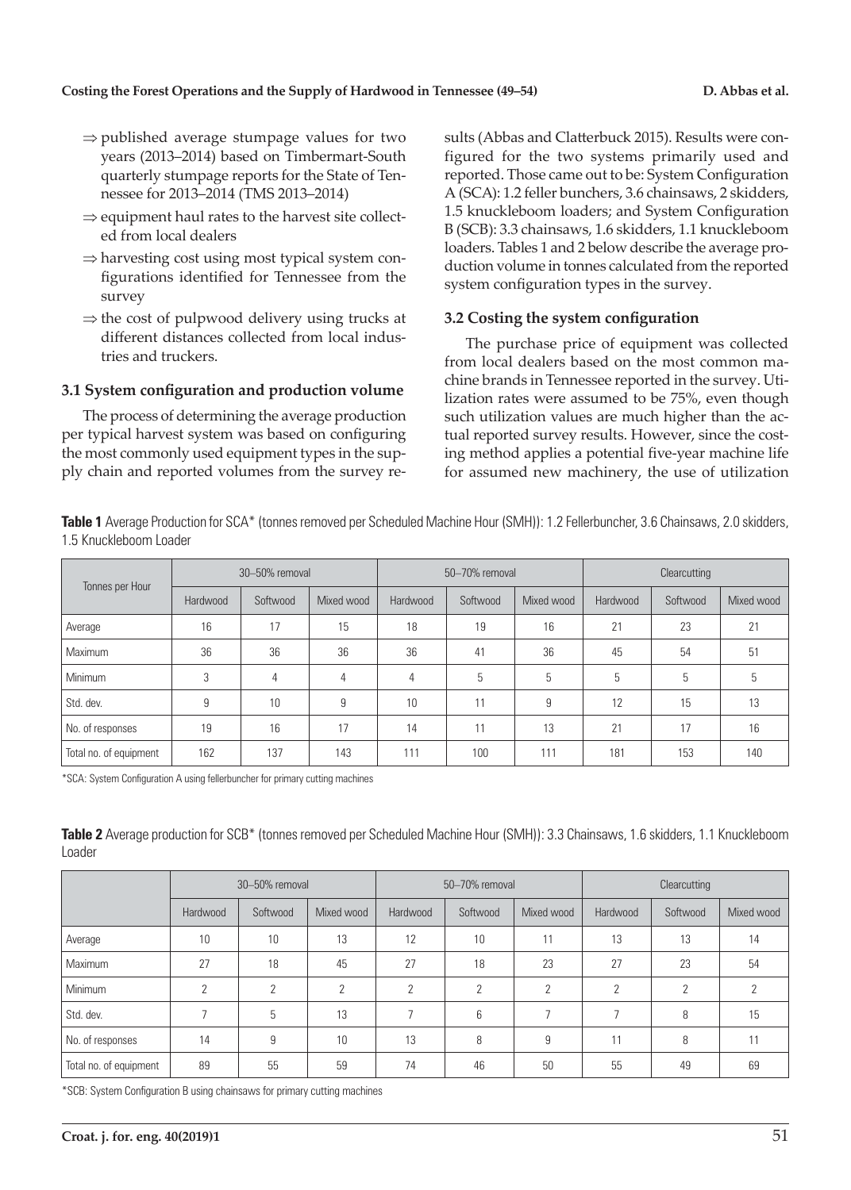- ⇒ published average stumpage values for two years (2013–2014) based on Timbermart-South quarterly stumpage reports for the State of Tennessee for 2013–2014 (TMS 2013–2014)
- ⇒ equipment haul rates to the harvest site collected from local dealers
- ⇒ harvesting cost using most typical system configurations identified for Tennessee from the survey
- ⇒ the cost of pulpwood delivery using trucks at different distances collected from local industries and truckers.

### 3.1 System configuration and production volume

The process of determining the average production per typical harvest system was based on configuring the most commonly used equipment types in the supply chain and reported volumes from the survey results (Abbas and Clatterbuck 2015). Results were configured for the two systems primarily used and reported. Those came out to be: System Configuration A (SCA): 1.2 feller bunchers, 3.6 chainsaws, 2 skidders, 1.5 knuckleboom loaders; and System Configuration B (SCB): 3.3 chainsaws, 1.6 skidders, 1.1 knuckleboom loaders. Tables 1 and 2 below describe the average production volume in tonnes calculated from the reported system configuration types in the survey.

### 3.2 Costing the system configuration

The purchase price of equipment was collected from local dealers based on the most common machine brands in Tennessee reported in the survey. Utilization rates were assumed to be 75%, even though such utilization values are much higher than the actual reported survey results. However, since the costing method applies a potential five-year machine life for assumed new machinery, the use of utilization

**Table 1** Average Production for SCA* (tonnes removed per Scheduled Machine Hour (SMH)): 1.2 Fellerbuncher, 3.6 Chainsaws, 2.0 skidders, 1.5 Knuckleboom Loader

| Tonnes per Hour | 30–50% removal | | | 50–70% removal | | | Clearcutting | | |
|---|---|---|---|---|---|---|---|---|---|
| | Hardwood | Softwood | Mixed wood | Hardwood | Softwood | Mixed wood | Hardwood | Softwood | Mixed wood |
| Average | 16 | 17 | 15 | 18 | 19 | 16 | 21 | 23 | 21 |
| Maximum | 36 | 36 | 36 | 36 | 41 | 36 | 45 | 54 | 51 |
| Minimum | 3 | 4 | 4 | 4 | 5 | 5 | 5 | 5 | 5 |
| Std. dev. | 9 | 10 | 9 | 10 | 11 | 9 | 12 | 15 | 13 |
| No. of responses | 19 | 16 | 17 | 14 | 11 | 13 | 21 | 17 | 16 |
| Total no. of equipment | 162 | 137 | 143 | 111 | 100 | 111 | 181 | 153 | 140 |

*SCA: System Configuration A using fellerbuncher for primary cutting machines

**Table 2** Average production for SCB* (tonnes removed per Scheduled Machine Hour (SMH)): 3.3 Chainsaws, 1.6 skidders, 1.1 Knuckleboom Loader

| | 30–50% removal | | | 50–70% removal | | | Clearcutting | | |
|---|---|---|---|---|---|---|---|---|---|
| | Hardwood | Softwood | Mixed wood | Hardwood | Softwood | Mixed wood | Hardwood | Softwood | Mixed wood |
| Average | 10 | 10 | 13 | 12 | 10 | 11 | 13 | 13 | 14 |
| Maximum | 27 | 18 | 45 | 27 | 18 | 23 | 27 | 23 | 54 |
| Minimum | 2 | 2 | 2 | 2 | 2 | 2 | 2 | 2 | 2 |
| Std. dev. | 7 | 5 | 13 | 7 | 6 | 7 | 7 | 8 | 15 |
| No. of responses | 14 | 9 | 10 | 13 | 8 | 9 | 11 | 8 | 11 |
| Total no. of equipment | 89 | 55 | 59 | 74 | 46 | 50 | 55 | 49 | 69 |

*SCB: System Configuration B using chainsaws for primary cutting machines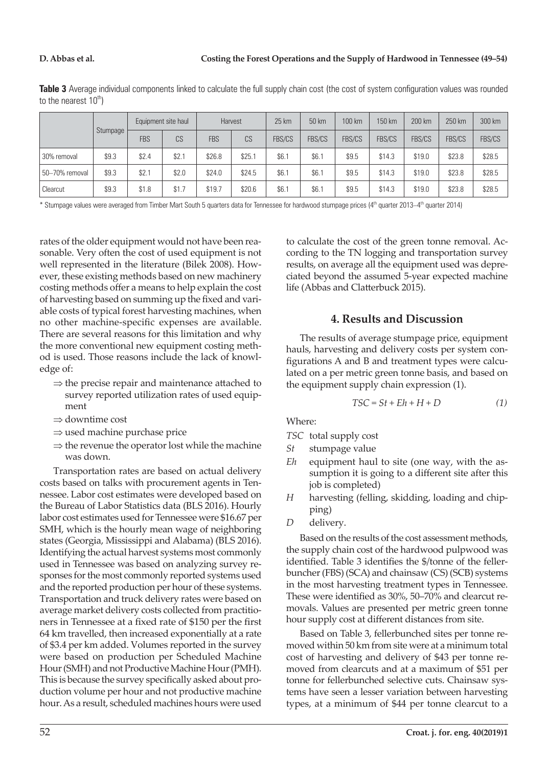**Table 3** Average individual components linked to calculate the full supply chain cost (the cost of system configuration values was rounded to the nearest 10[th])

| | Stumpage | Equipment site haul | | Harvest | | 25 km | 50 km | 100 km | 150 km | 200 km | 250 km | 300 km |
|---|---|---|---|---|---|---|---|---|---|---|---|---|
| | | FBS | CS | FBS | CS | FBS/CS | FBS/CS | FBS/CS | FBS/CS | FBS/CS | FBS/CS | FBS/CS |
| 30% removal | $9.3 | $2.4 | $2.1 | $26.8 | $25.1 | $6.1 | $6.1 | $9.5 | $14.3 | $19.0 | $23.8 | $28.5 |
| 50–70% removal | $9.3 | $2.1 | $2.0 | $24.0 | $24.5 | $6.1 | $6.1 | $9.5 | $14.3 | $19.0 | $23.8 | $28.5 |
| Clearcut | $9.3 | $1.8 | $1.7 | $19.7 | $20.6 | $6.1 | $6.1 | $9.5 | $14.3 | $19.0 | $23.8 | $28.5 |

* Stumpage values were averaged from Timber Mart South 5 quarters data for Tennessee for hardwood stumpage prices (4[th] quarter 2013–4[th] quarter 2014)

rates of the older equipment would not have been reasonable. Very often the cost of used equipment is not well represented in the literature (Bilek 2008). However, these existing methods based on new machinery costing methods offer a means to help explain the cost of harvesting based on summing up the fixed and variable costs of typical forest harvesting machines, when no other machine-specific expenses are available. There are several reasons for this limitation and why the more conventional new equipment costing method is used. Those reasons include the lack of knowledge of:

- ⇒ the precise repair and maintenance attached to survey reported utilization rates of used equipment
- ⇒ downtime cost
- ⇒ used machine purchase price
- ⇒ the revenue the operator lost while the machine was down.

Transportation rates are based on actual delivery costs based on talks with procurement agents in Tennessee. Labor cost estimates were developed based on the Bureau of Labor Statistics data (BLS 2016). Hourly labor cost estimates used for Tennessee were $16.67 per SMH, which is the hourly mean wage of neighboring states (Georgia, Mississippi and Alabama) (BLS 2016). Identifying the actual harvest systems most commonly used in Tennessee was based on analyzing survey responses for the most commonly reported systems used and the reported production per hour of these systems. Transportation and truck delivery rates were based on average market delivery costs collected from practitioners in Tennessee at a fixed rate of $150 per the first 64 km travelled, then increased exponentially at a rate of $3.4 per km added. Volumes reported in the survey were based on production per Scheduled Machine Hour (SMH) and not Productive Machine Hour (PMH). This is because the survey specifically asked about production volume per hour and not productive machine hour. As a result, scheduled machines hours were used to calculate the cost of the green tonne removal. According to the TN logging and transportation survey results, on average all the equipment used was depreciated beyond the assumed 5-year expected machine life (Abbas and Clatterbuck 2015).

## 4. Results and Discussion

The results of average stumpage price, equipment hauls, harvesting and delivery costs per system configurations A and B and treatment types were calculated on a per metric green tonne basis, and based on the equipment supply chain expression (1).

$$TSC = St + Eh + H + D \qquad (1)$$

Where:

- *TSC* total supply cost
- *St* stumpage value
- *Eh* equipment haul to site (one way, with the assumption it is going to a different site after this job is completed)
- *H* harvesting (felling, skidding, loading and chipping)
- *D* delivery.

Based on the results of the cost assessment methods, the supply chain cost of the hardwood pulpwood was identified. Table 3 identifies the $/tonne of the fellerbuncher (FBS) (SCA) and chainsaw (CS) (SCB) systems in the most harvesting treatment types in Tennessee. These were identified as 30%, 50–70% and clearcut removals. Values are presented per metric green tonne hour supply cost at different distances from site.

Based on Table 3, fellerbunched sites per tonne removed within 50 km from site were at a minimum total cost of harvesting and delivery of $43 per tonne removed from clearcuts and at a maximum of $51 per tonne for fellerbunched selective cuts. Chainsaw systems have seen a lesser variation between harvesting types, at a minimum of $44 per tonne clearcut to a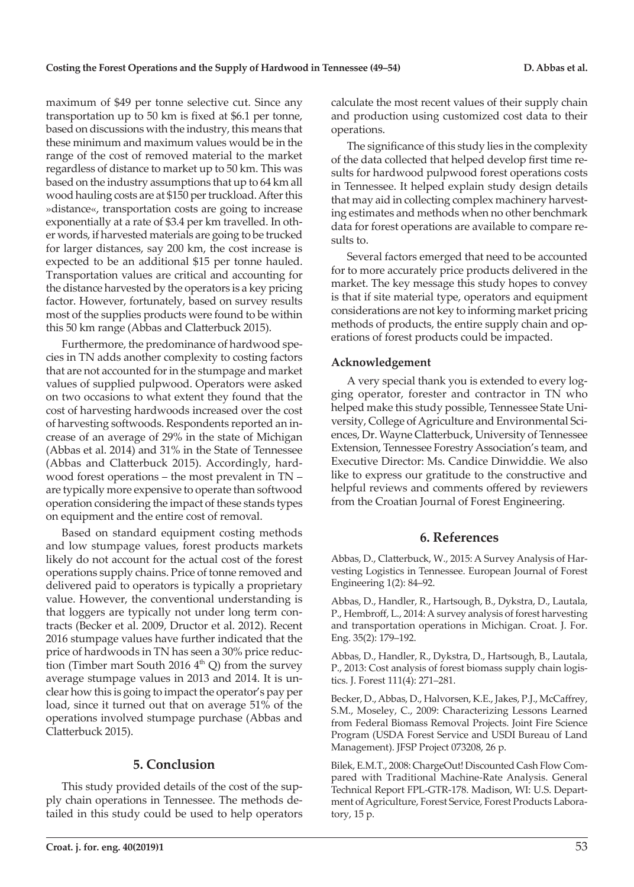maximum of $49 per tonne selective cut. Since any transportation up to 50 km is fixed at $6.1 per tonne, based on discussions with the industry, this means that these minimum and maximum values would be in the range of the cost of removed material to the market regardless of distance to market up to 50 km. This was based on the industry assumptions that up to 64 km all wood hauling costs are at $150 per truckload. After this »distance«, transportation costs are going to increase exponentially at a rate of $3.4 per km travelled. In other words, if harvested materials are going to be trucked for larger distances, say 200 km, the cost increase is expected to be an additional $15 per tonne hauled. Transportation values are critical and accounting for the distance harvested by the operators is a key pricing factor. However, fortunately, based on survey results most of the supplies products were found to be within this 50 km range (Abbas and Clatterbuck 2015).

Furthermore, the predominance of hardwood species in TN adds another complexity to costing factors that are not accounted for in the stumpage and market values of supplied pulpwood. Operators were asked on two occasions to what extent they found that the cost of harvesting hardwoods increased over the cost of harvesting softwoods. Respondents reported an increase of an average of 29% in the state of Michigan (Abbas et al. 2014) and 31% in the State of Tennessee (Abbas and Clatterbuck 2015). Accordingly, hardwood forest operations – the most prevalent in TN – are typically more expensive to operate than softwood operation considering the impact of these stands types on equipment and the entire cost of removal.

Based on standard equipment costing methods and low stumpage values, forest products markets likely do not account for the actual cost of the forest operations supply chains. Price of tonne removed and delivered paid to operators is typically a proprietary value. However, the conventional understanding is that loggers are typically not under long term contracts (Becker et al. 2009, Dructor et al. 2012). Recent 2016 stumpage values have further indicated that the price of hardwoods in TN has seen a 30% price reduction (Timber mart South 2016 4$^{th}$ Q) from the survey average stumpage values in 2013 and 2014. It is unclear how this is going to impact the operator's pay per load, since it turned out that on average 51% of the operations involved stumpage purchase (Abbas and Clatterbuck 2015).

## 5. Conclusion

This study provided details of the cost of the supply chain operations in Tennessee. The methods detailed in this study could be used to help operators calculate the most recent values of their supply chain and production using customized cost data to their operations.

The significance of this study lies in the complexity of the data collected that helped develop first time results for hardwood pulpwood forest operations costs in Tennessee. It helped explain study design details that may aid in collecting complex machinery harvesting estimates and methods when no other benchmark data for forest operations are available to compare results to.

Several factors emerged that need to be accounted for to more accurately price products delivered in the market. The key message this study hopes to convey is that if site material type, operators and equipment considerations are not key to informing market pricing methods of products, the entire supply chain and operations of forest products could be impacted.

### Acknowledgement

A very special thank you is extended to every logging operator, forester and contractor in TN who helped make this study possible, Tennessee State University, College of Agriculture and Environmental Sciences, Dr. Wayne Clatterbuck, University of Tennessee Extension, Tennessee Forestry Association's team, and Executive Director: Ms. Candice Dinwiddie. We also like to express our gratitude to the constructive and helpful reviews and comments offered by reviewers from the Croatian Journal of Forest Engineering.

## 6. References

Abbas, D., Clatterbuck, W., 2015: A Survey Analysis of Harvesting Logistics in Tennessee. European Journal of Forest Engineering 1(2): 84–92.

Abbas, D., Handler, R., Hartsough, B., Dykstra, D., Lautala, P., Hembroff, L., 2014: A survey analysis of forest harvesting and transportation operations in Michigan. Croat. J. For. Eng. 35(2): 179–192.

Abbas, D., Handler, R., Dykstra, D., Hartsough, B., Lautala, P., 2013: Cost analysis of forest biomass supply chain logistics. J. Forest 111(4): 271–281.

Becker, D., Abbas, D., Halvorsen, K.E., Jakes, P.J., McCaffrey, S.M., Moseley, C., 2009: Characterizing Lessons Learned from Federal Biomass Removal Projects. Joint Fire Science Program (USDA Forest Service and USDI Bureau of Land Management). JFSP Project 073208, 26 p.

Bilek, E.M.T., 2008: ChargeOut! Discounted Cash Flow Compared with Traditional Machine-Rate Analysis. General Technical Report FPL-GTR-178. Madison, WI: U.S. Department of Agriculture, Forest Service, Forest Products Laboratory, 15 p.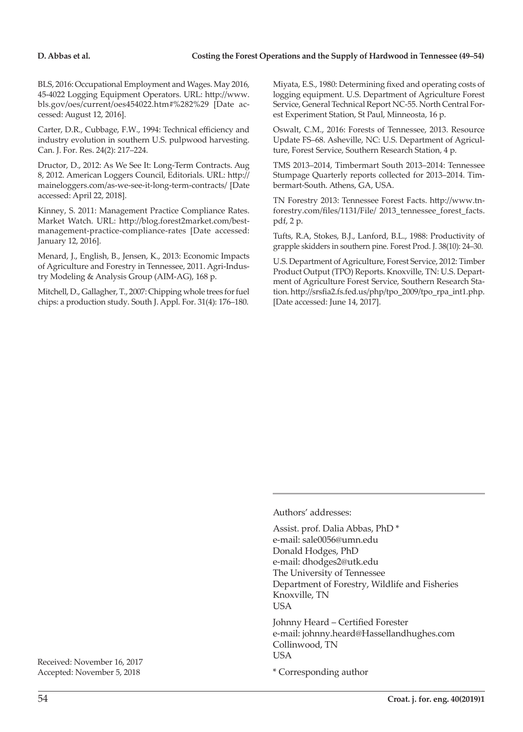BLS, 2016: Occupational Employment and Wages. May 2016, 45-4022 Logging Equipment Operators. URL: http://www.bls.gov/oes/current/oes454022.htm#%282%29 [Date accessed: August 12, 2016].

Carter, D.R., Cubbage, F.W., 1994: Technical efficiency and industry evolution in southern U.S. pulpwood harvesting. Can. J. For. Res. 24(2): 217–224.

Dructor, D., 2012: As We See It: Long-Term Contracts. Aug 8, 2012. American Loggers Council, Editorials. URL: http://maineloggers.com/as-we-see-it-long-term-contracts/ [Date accessed: April 22, 2018].

Kinney, S. 2011: Management Practice Compliance Rates. Market Watch. URL: http://blog.forest2market.com/best-management-practice-compliance-rates [Date accessed: January 12, 2016].

Menard, J., English, B., Jensen, K., 2013: Economic Impacts of Agriculture and Forestry in Tennessee, 2011. Agri-Industry Modeling & Analysis Group (AIM-AG), 168 p.

Mitchell, D., Gallagher, T., 2007: Chipping whole trees for fuel chips: a production study. South J. Appl. For. 31(4): 176–180.

Miyata, E.S., 1980: Determining fixed and operating costs of logging equipment. U.S. Department of Agriculture Forest Service, General Technical Report NC-55. North Central Forest Experiment Station, St Paul, Minneosta, 16 p.

Oswalt, C.M., 2016: Forests of Tennessee, 2013. Resource Update FS–68. Asheville, NC: U.S. Department of Agriculture, Forest Service, Southern Research Station, 4 p.

TMS 2013–2014, Timbermart South 2013–2014: Tennessee Stumpage Quarterly reports collected for 2013–2014. Timbermart-South. Athens, GA, USA.

TN Forestry 2013: Tennessee Forest Facts. http://www.tnforestry.com/files/1131/File/ 2013_tennessee_forest_facts.pdf, 2 p.

Tufts, R.A, Stokes, B.J., Lanford, B.L., 1988: Productivity of grapple skidders in southern pine. Forest Prod. J. 38(10): 24–30.

U.S. Department of Agriculture, Forest Service, 2012: Timber Product Output (TPO) Reports. Knoxville, TN: U.S. Department of Agriculture Forest Service, Southern Research Station. http://srsfia2.fs.fed.us/php/tpo_2009/tpo_rpa_int1.php. [Date accessed: June 14, 2017].

Authors' addresses:

Assist. prof. Dalia Abbas, PhD *
e-mail: sale0056@umn.edu
Donald Hodges, PhD
e-mail: dhodges2@utk.edu
The University of Tennessee
Department of Forestry, Wildlife and Fisheries
Knoxville, TN
USA

Johnny Heard – Certified Forester
e-mail: johnny.heard@Hassellandhughes.com
Collinwood, TN
USA

* Corresponding author

Received: November 16, 2017
Accepted: November 5, 2018